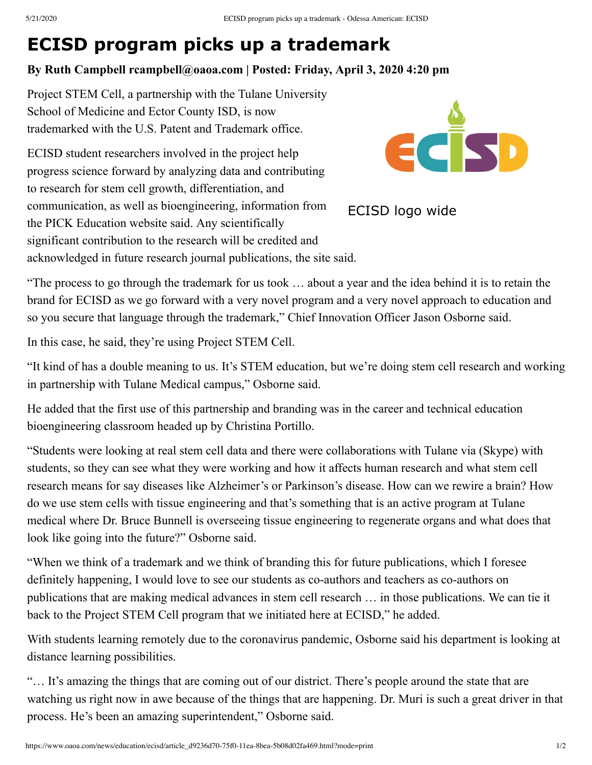# ECISD program picks up a trademark

**By Ruth Campbell rcampbell@oaoa.com | Posted: Friday, April 3, 2020 4:20 pm**

Project STEM Cell, a partnership with the Tulane University School of Medicine and Ector County ISD, is now trademarked with the U.S. Patent and Trademark office.

ECISD student researchers involved in the project help progress science forward by analyzing data and contributing to research for stem cell growth, differentiation, and communication, as well as bioengineering, information from the PICK Education website said. Any scientifically significant contribution to the research will be credited and acknowledged in future research journal publications, the site said.

ECISD logo wide

"The process to go through the trademark for us took … about a year and the idea behind it is to retain the brand for ECISD as we go forward with a very novel program and a very novel approach to education and so you secure that language through the trademark," Chief Innovation Officer Jason Osborne said.

In this case, he said, they're using Project STEM Cell.

"It kind of has a double meaning to us. It's STEM education, but we're doing stem cell research and working in partnership with Tulane Medical campus," Osborne said.

He added that the first use of this partnership and branding was in the career and technical education bioengineering classroom headed up by Christina Portillo.

"Students were looking at real stem cell data and there were collaborations with Tulane via (Skype) with students, so they can see what they were working and how it affects human research and what stem cell research means for say diseases like Alzheimer's or Parkinson's disease. How can we rewire a brain? How do we use stem cells with tissue engineering and that's something that is an active program at Tulane medical where Dr. Bruce Bunnell is overseeing tissue engineering to regenerate organs and what does that look like going into the future?" Osborne said.

"When we think of a trademark and we think of branding this for future publications, which I foresee definitely happening, I would love to see our students as co-authors and teachers as co-authors on publications that are making medical advances in stem cell research … in those publications. We can tie it back to the Project STEM Cell program that we initiated here at ECISD," he added.

With students learning remotely due to the coronavirus pandemic, Osborne said his department is looking at distance learning possibilities.

"… It's amazing the things that are coming out of our district. There's people around the state that are watching us right now in awe because of the things that are happening. Dr. Muri is such a great driver in that process. He's been an amazing superintendent," Osborne said.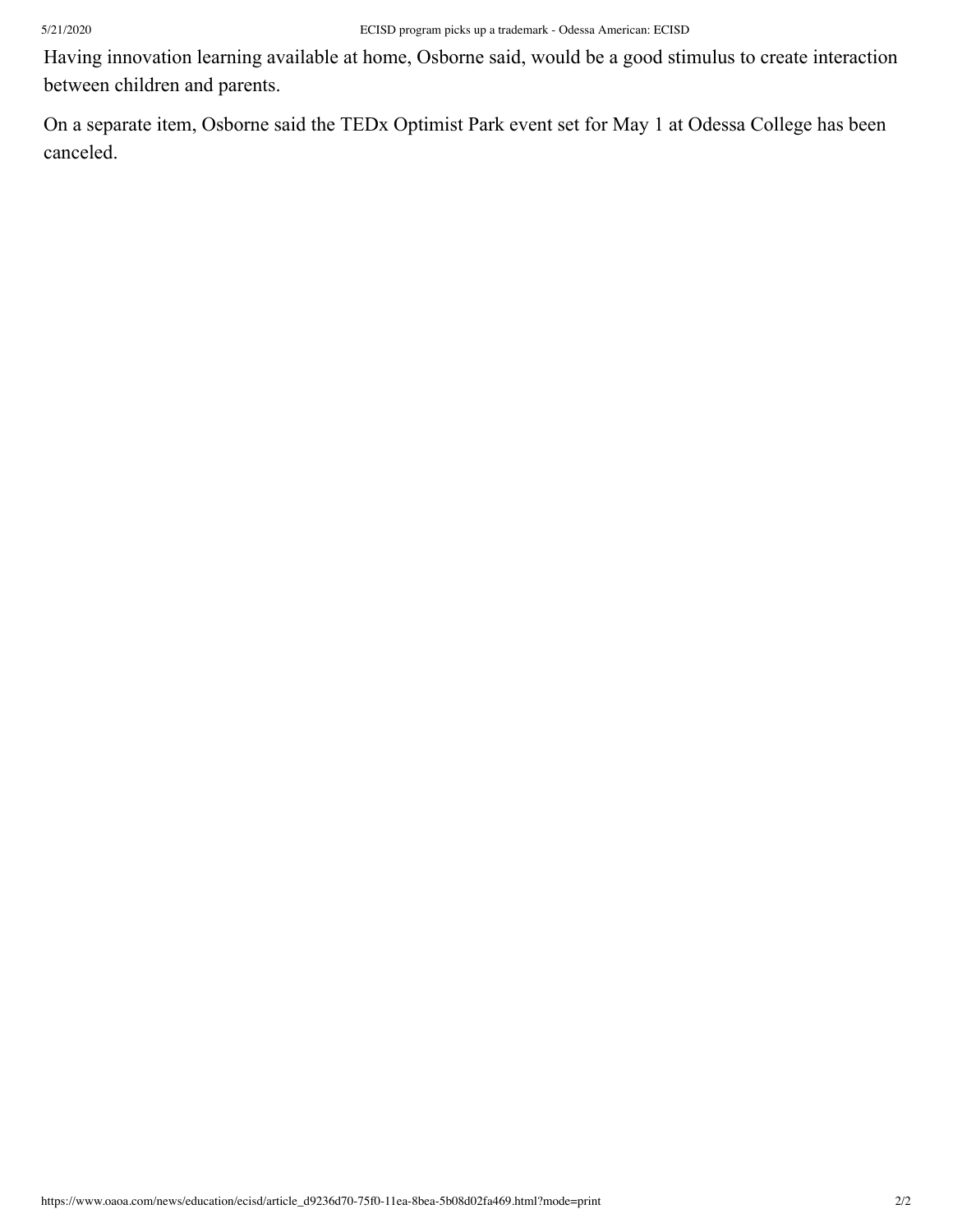Having innovation learning available at home, Osborne said, would be a good stimulus to create interaction between children and parents.

On a separate item, Osborne said the TEDx Optimist Park event set for May 1 at Odessa College has been canceled.